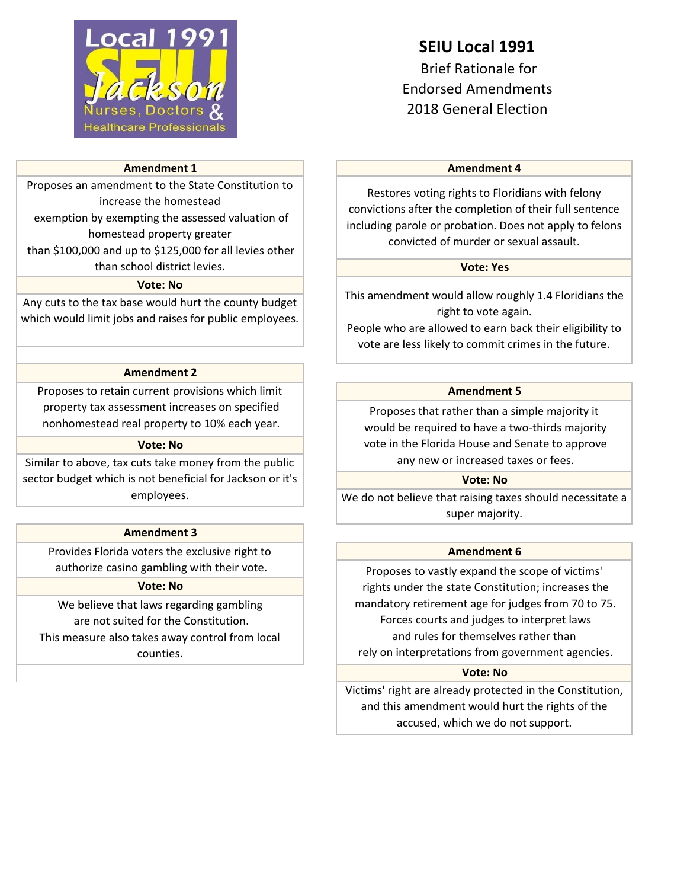Local 1991 SEIU Jackson Nurses, Doctors & Healthcare Professionals

# SEIU Local 1991

Brief Rationale for Endorsed Amendments 2018 General Election

| Amendment 1 |
| --- |
| Proposes an amendment to the State Constitution to increase the homestead exemption by exempting the assessed valuation of homestead property greater than $100,000 and up to $125,000 for all levies other than school district levies. |
| **Vote: No** |
| Any cuts to the tax base would hurt the county budget which would limit jobs and raises for public employees. |

| Amendment 2 |
| --- |
| Proposes to retain current provisions which limit property tax assessment increases on specified nonhomestead real property to 10% each year. |
| **Vote: No** |
| Similar to above, tax cuts take money from the public sector budget which is not beneficial for Jackson or it's employees. |

| Amendment 3 |
| --- |
| Provides Florida voters the exclusive right to authorize casino gambling with their vote. |
| **Vote: No** |
| We believe that laws regarding gambling are not suited for the Constitution. This measure also takes away control from local counties. |

| Amendment 4 |
| --- |
| Restores voting rights to Floridians with felony convictions after the completion of their full sentence including parole or probation. Does not apply to felons convicted of murder or sexual assault. |
| **Vote: Yes** |
| This amendment would allow roughly 1.4 Floridians the right to vote again. People who are allowed to earn back their eligibility to vote are less likely to commit crimes in the future. |

| Amendment 5 |
| --- |
| Proposes that rather than a simple majority it would be required to have a two-thirds majority vote in the Florida House and Senate to approve any new or increased taxes or fees. |
| **Vote: No** |
| We do not believe that raising taxes should necessitate a super majority. |

| Amendment 6 |
| --- |
| Proposes to vastly expand the scope of victims' rights under the state Constitution; increases the mandatory retirement age for judges from 70 to 75. Forces courts and judges to interpret laws and rules for themselves rather than rely on interpretations from government agencies. |
| **Vote: No** |
| Victims' right are already protected in the Constitution, and this amendment would hurt the rights of the accused, which we do not support. |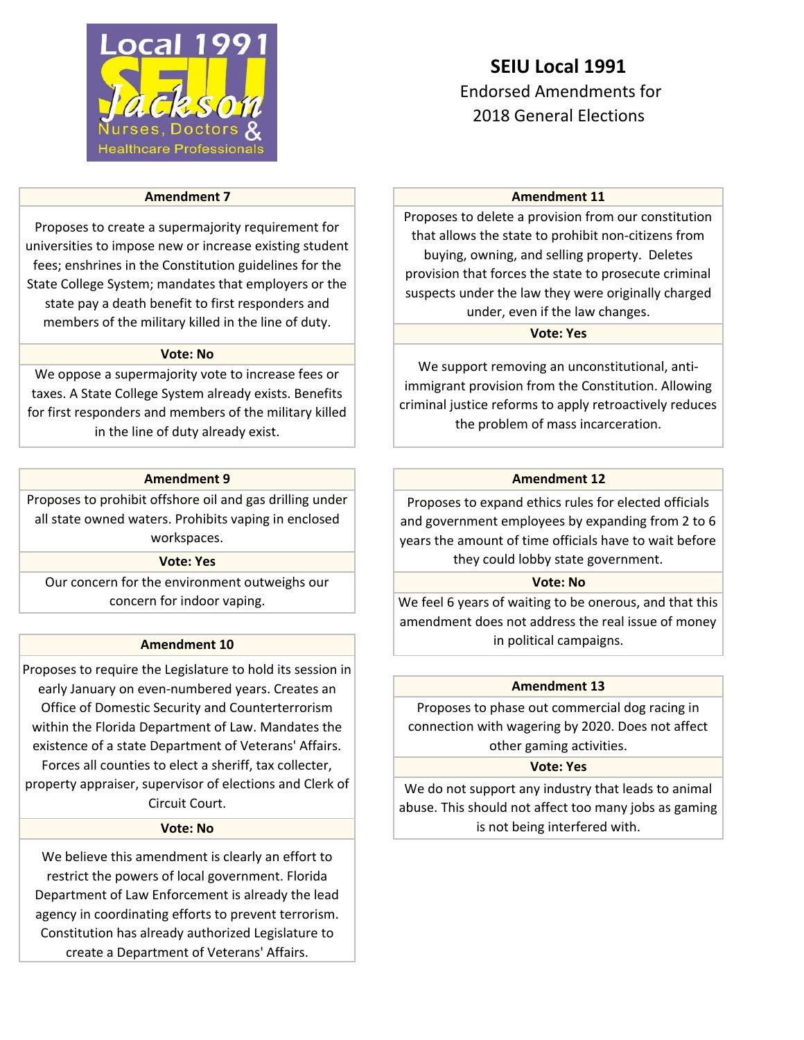# SEIU Local 1991

Endorsed Amendments for 2018 General Elections

| Amendment 7 |
| --- |
| Proposes to create a supermajority requirement for universities to impose new or increase existing student fees; enshrines in the Constitution guidelines for the State College System; mandates that employers or the state pay a death benefit to first responders and members of the military killed in the line of duty. |
| **Vote: No** |
| We oppose a supermajority vote to increase fees or taxes. A State College System already exists. Benefits for first responders and members of the military killed in the line of duty already exist. |

| Amendment 9 |
| --- |
| Proposes to prohibit offshore oil and gas drilling under all state owned waters. Prohibits vaping in enclosed workspaces. |
| **Vote: Yes** |
| Our concern for the environment outweighs our concern for indoor vaping. |

| Amendment 10 |
| --- |
| Proposes to require the Legislature to hold its session in early January on even-numbered years. Creates an Office of Domestic Security and Counterterrorism within the Florida Department of Law. Mandates the existence of a state Department of Veterans' Affairs. Forces all counties to elect a sheriff, tax collecter, property appraiser, supervisor of elections and Clerk of Circuit Court. |
| **Vote: No** |
| We believe this amendment is clearly an effort to restrict the powers of local government. Florida Department of Law Enforcement is already the lead agency in coordinating efforts to prevent terrorism. Constitution has already authorized Legislature to create a Department of Veterans' Affairs. |

| Amendment 11 |
| --- |
| Proposes to delete a provision from our constitution that allows the state to prohibit non-citizens from buying, owning, and selling property. Deletes provision that forces the state to prosecute criminal suspects under the law they were originally charged under, even if the law changes. |
| **Vote: Yes** |
| We support removing an unconstitutional, anti-immigrant provision from the Constitution. Allowing criminal justice reforms to apply retroactively reduces the problem of mass incarceration. |

| Amendment 12 |
| --- |
| Proposes to expand ethics rules for elected officials and government employees by expanding from 2 to 6 years the amount of time officials have to wait before they could lobby state government. |
| **Vote: No** |
| We feel 6 years of waiting to be onerous, and that this amendment does not address the real issue of money in political campaigns. |

| Amendment 13 |
| --- |
| Proposes to phase out commercial dog racing in connection with wagering by 2020. Does not affect other gaming activities. |
| **Vote: Yes** |
| We do not support any industry that leads to animal abuse. This should not affect too many jobs as gaming is not being interfered with. |